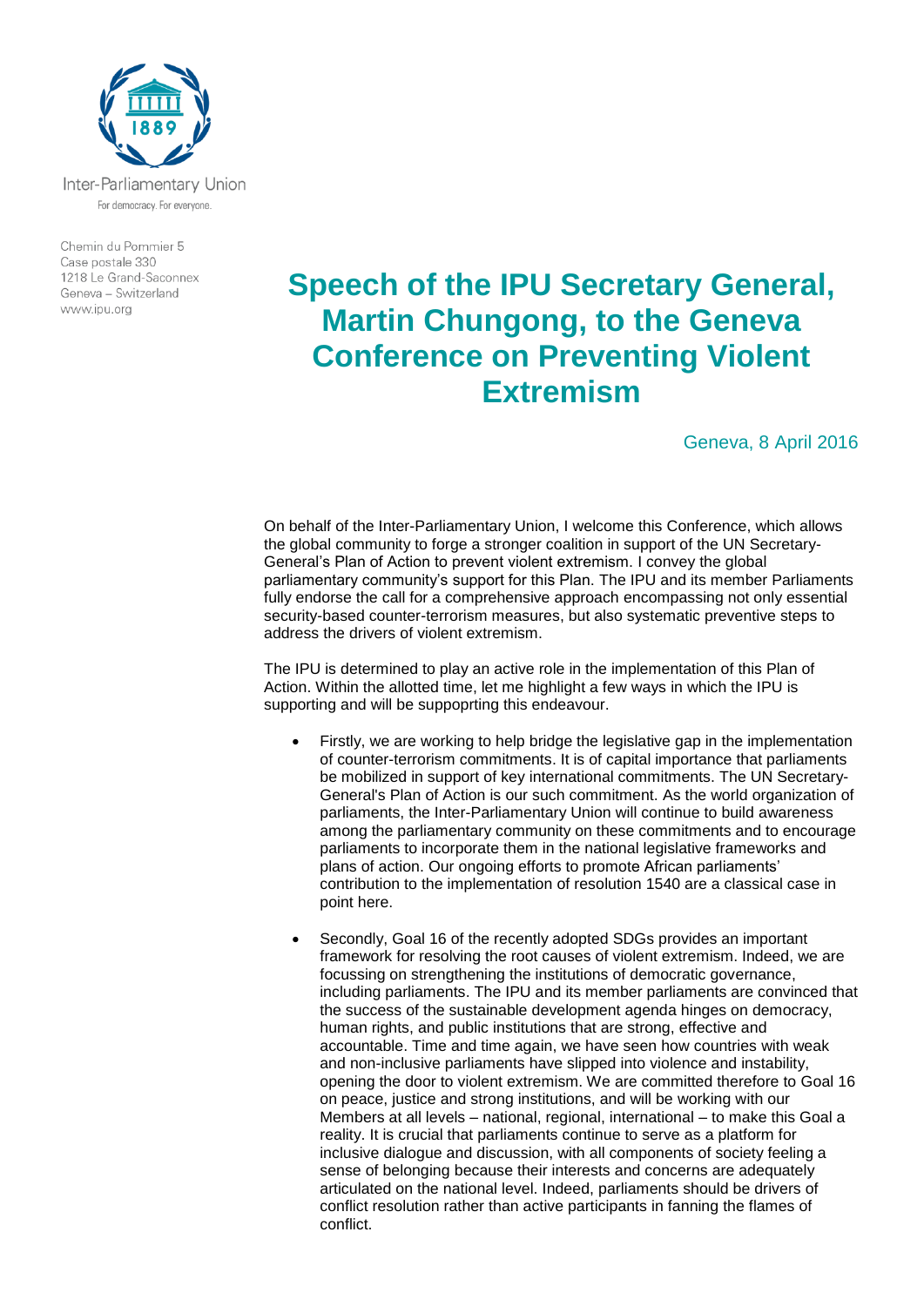Inter-Parliamentary Union

For democracy. For everyone.

Chemin du Pommier 5
Case postale 330
1218 Le Grand-Saconnex
Geneva – Switzerland
www.ipu.org

# Speech of the IPU Secretary General, Martin Chungong, to the Geneva Conference on Preventing Violent Extremism

Geneva, 8 April 2016

On behalf of the Inter-Parliamentary Union, I welcome this Conference, which allows the global community to forge a stronger coalition in support of the UN Secretary-General's Plan of Action to prevent violent extremism. I convey the global parliamentary community's support for this Plan. The IPU and its member Parliaments fully endorse the call for a comprehensive approach encompassing not only essential security-based counter-terrorism measures, but also systematic preventive steps to address the drivers of violent extremism.

The IPU is determined to play an active role in the implementation of this Plan of Action. Within the allotted time, let me highlight a few ways in which the IPU is supporting and will be suppoprting this endeavour.

- Firstly, we are working to help bridge the legislative gap in the implementation of counter-terrorism commitments. It is of capital importance that parliaments be mobilized in support of key international commitments. The UN Secretary-General's Plan of Action is our such commitment. As the world organization of parliaments, the Inter-Parliamentary Union will continue to build awareness among the parliamentary community on these commitments and to encourage parliaments to incorporate them in the national legislative frameworks and plans of action. Our ongoing efforts to promote African parliaments' contribution to the implementation of resolution 1540 are a classical case in point here.

- Secondly, Goal 16 of the recently adopted SDGs provides an important framework for resolving the root causes of violent extremism. Indeed, we are focussing on strengthening the institutions of democratic governance, including parliaments. The IPU and its member parliaments are convinced that the success of the sustainable development agenda hinges on democracy, human rights, and public institutions that are strong, effective and accountable. Time and time again, we have seen how countries with weak and non-inclusive parliaments have slipped into violence and instability, opening the door to violent extremism. We are committed therefore to Goal 16 on peace, justice and strong institutions, and will be working with our Members at all levels – national, regional, international – to make this Goal a reality. It is crucial that parliaments continue to serve as a platform for inclusive dialogue and discussion, with all components of society feeling a sense of belonging because their interests and concerns are adequately articulated on the national level. Indeed, parliaments should be drivers of conflict resolution rather than active participants in fanning the flames of conflict.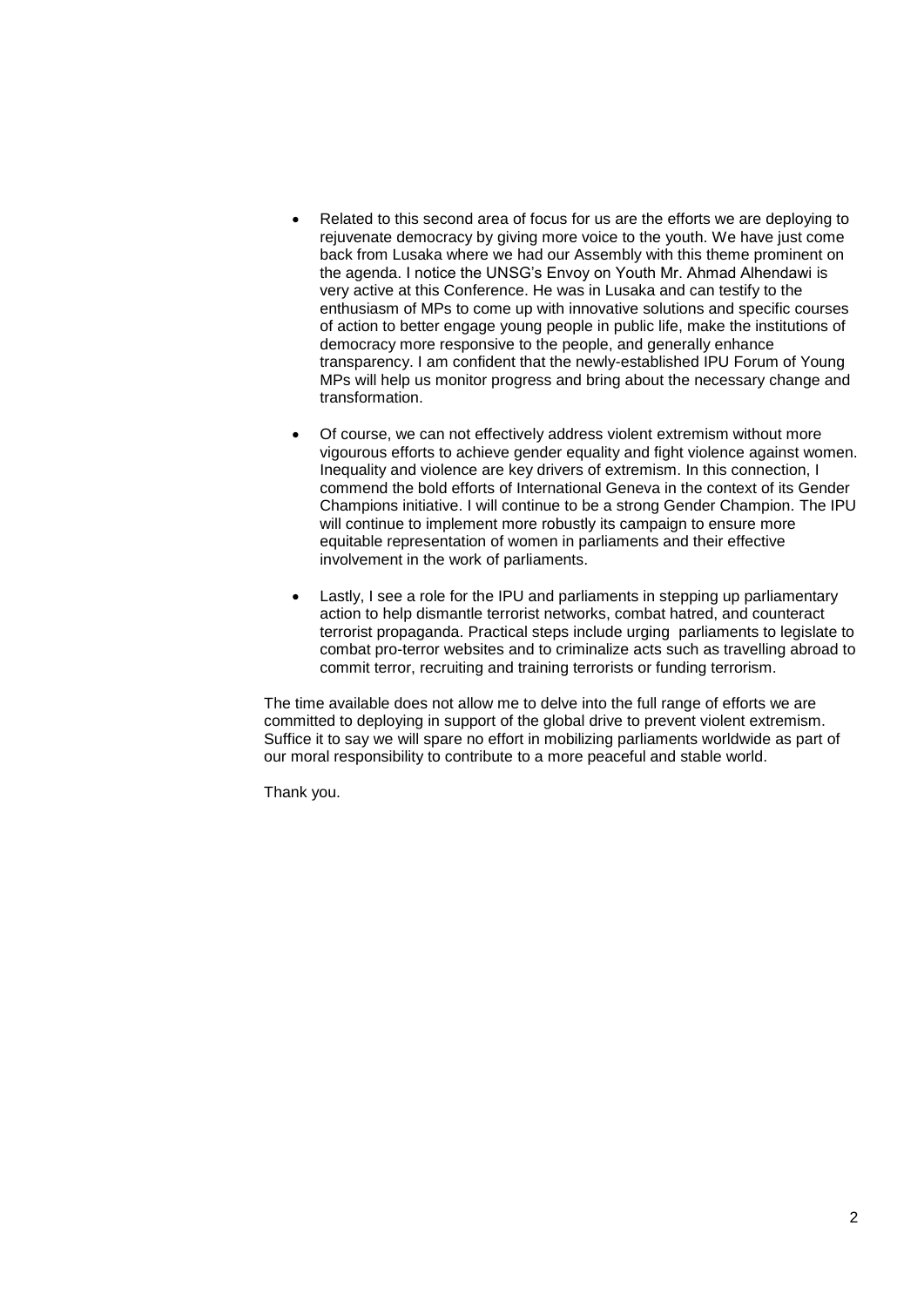- Related to this second area of focus for us are the efforts we are deploying to rejuvenate democracy by giving more voice to the youth. We have just come back from Lusaka where we had our Assembly with this theme prominent on the agenda. I notice the UNSG's Envoy on Youth Mr. Ahmad Alhendawi is very active at this Conference. He was in Lusaka and can testify to the enthusiasm of MPs to come up with innovative solutions and specific courses of action to better engage young people in public life, make the institutions of democracy more responsive to the people, and generally enhance transparency. I am confident that the newly-established IPU Forum of Young MPs will help us monitor progress and bring about the necessary change and transformation.

- Of course, we can not effectively address violent extremism without more vigourous efforts to achieve gender equality and fight violence against women. Inequality and violence are key drivers of extremism. In this connection, I commend the bold efforts of International Geneva in the context of its Gender Champions initiative. I will continue to be a strong Gender Champion. The IPU will continue to implement more robustly its campaign to ensure more equitable representation of women in parliaments and their effective involvement in the work of parliaments.

- Lastly, I see a role for the IPU and parliaments in stepping up parliamentary action to help dismantle terrorist networks, combat hatred, and counteract terrorist propaganda. Practical steps include urging parliaments to legislate to combat pro-terror websites and to criminalize acts such as travelling abroad to commit terror, recruiting and training terrorists or funding terrorism.

The time available does not allow me to delve into the full range of efforts we are committed to deploying in support of the global drive to prevent violent extremism. Suffice it to say we will spare no effort in mobilizing parliaments worldwide as part of our moral responsibility to contribute to a more peaceful and stable world.

Thank you.